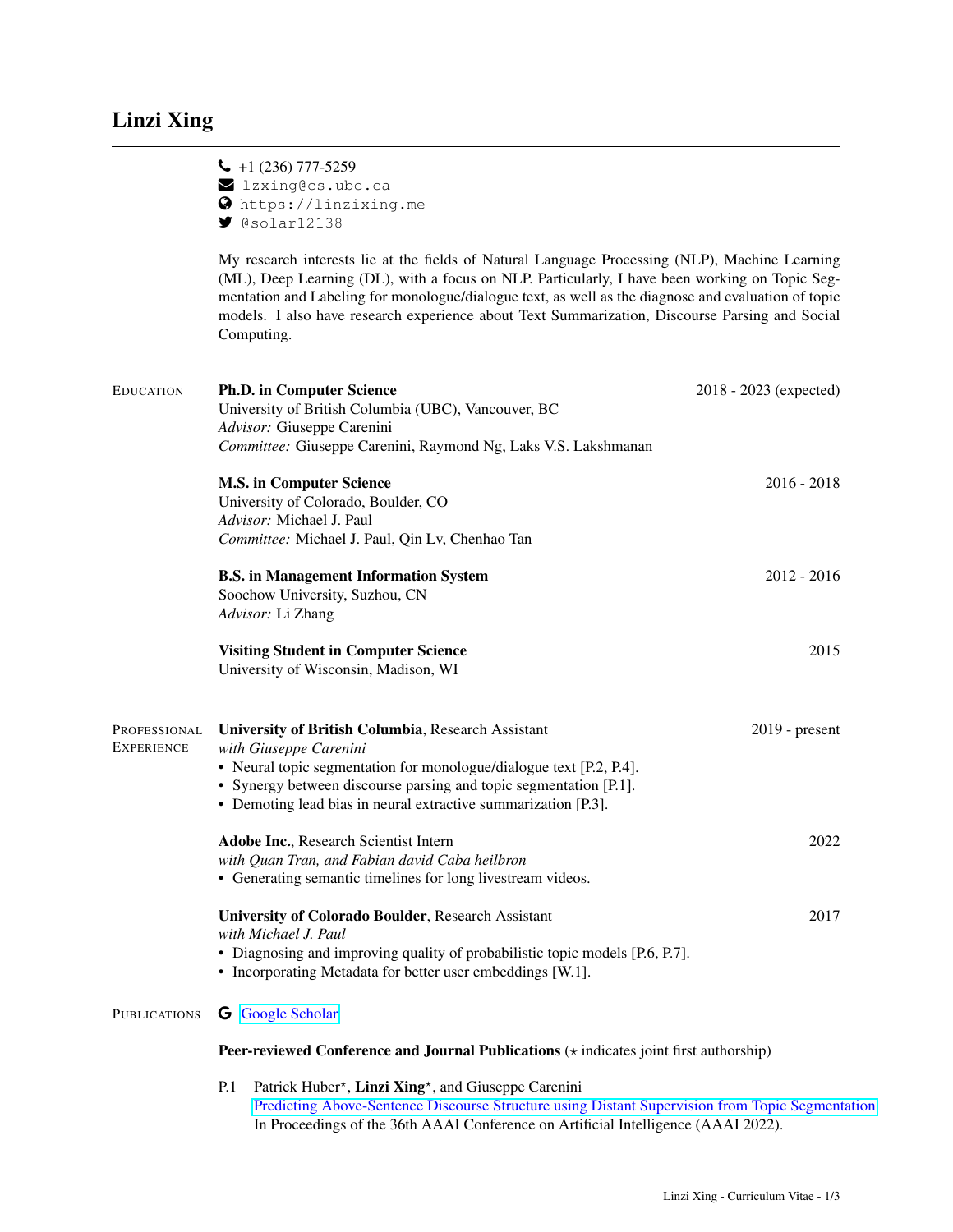# Linzi Xing

- +1 (236) 777-5259
- lzxing@cs.ubc.ca
- https://linzixing.me
- @solar12138

My research interests lie at the fields of Natural Language Processing (NLP), Machine Learning (ML), Deep Learning (DL), with a focus on NLP. Particularly, I have been working on Topic Segmentation and Labeling for monologue/dialogue text, as well as the diagnose and evaluation of topic models. I also have research experience about Text Summarization, Discourse Parsing and Social Computing.

## Education

**Ph.D. in Computer Science** — 2018 - 2023 (expected)
University of British Columbia (UBC), Vancouver, BC
*Advisor:* Giuseppe Carenini
*Committee:* Giuseppe Carenini, Raymond Ng, Laks V.S. Lakshmanan

**M.S. in Computer Science** — 2016 - 2018
University of Colorado, Boulder, CO
*Advisor:* Michael J. Paul
*Committee:* Michael J. Paul, Qin Lv, Chenhao Tan

**B.S. in Management Information System** — 2012 - 2016
Soochow University, Suzhou, CN
*Advisor:* Li Zhang

**Visiting Student in Computer Science** — 2015
University of Wisconsin, Madison, WI

## Professional Experience

**University of British Columbia**, Research Assistant — 2019 - present
*with Giuseppe Carenini*
- Neural topic segmentation for monologue/dialogue text [P.2, P.4].
- Synergy between discourse parsing and topic segmentation [P.1].
- Demoting lead bias in neural extractive summarization [P.3].

**Adobe Inc.**, Research Scientist Intern — 2022
*with Quan Tran, and Fabian david Caba heilbron*
- Generating semantic timelines for long livestream videos.

**University of Colorado Boulder**, Research Assistant — 2017
*with Michael J. Paul*
- Diagnosing and improving quality of probabilistic topic models [P.6, P.7].
- Incorporating Metadata for better user embeddings [W.1].

## Publications

Google Scholar

**Peer-reviewed Conference and Journal Publications** (⋆ indicates joint first authorship)

P.1 Patrick Huber⋆, **Linzi Xing**⋆, and Giuseppe Carenini
Predicting Above-Sentence Discourse Structure using Distant Supervision from Topic Segmentation
In Proceedings of the 36th AAAI Conference on Artificial Intelligence (AAAI 2022).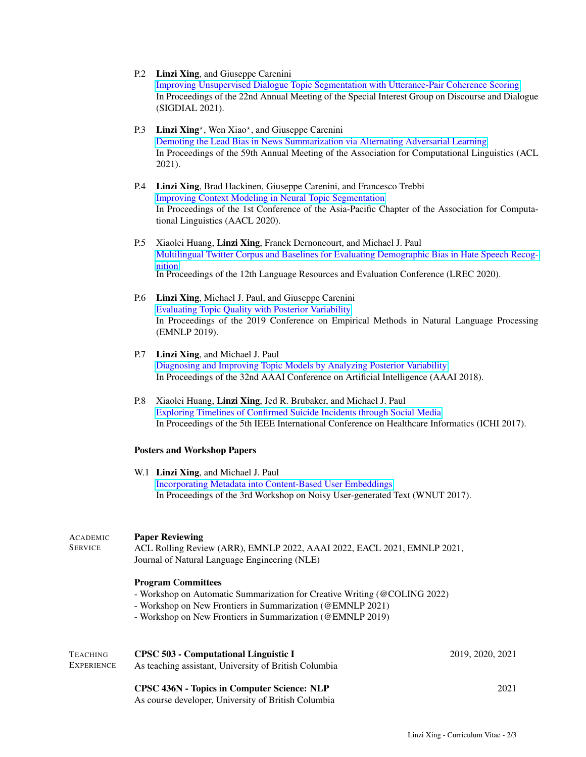P.2 **Linzi Xing**, and Giuseppe Carenini
Improving Unsupervised Dialogue Topic Segmentation with Utterance-Pair Coherence Scoring
In Proceedings of the 22nd Annual Meeting of the Special Interest Group on Discourse and Dialogue (SIGDIAL 2021).

P.3 **Linzi Xing**⋆, Wen Xiao⋆, and Giuseppe Carenini
Demoting the Lead Bias in News Summarization via Alternating Adversarial Learning
In Proceedings of the 59th Annual Meeting of the Association for Computational Linguistics (ACL 2021).

P.4 **Linzi Xing**, Brad Hackinen, Giuseppe Carenini, and Francesco Trebbi
Improving Context Modeling in Neural Topic Segmentation
In Proceedings of the 1st Conference of the Asia-Pacific Chapter of the Association for Computational Linguistics (AACL 2020).

P.5 Xiaolei Huang, **Linzi Xing**, Franck Dernoncourt, and Michael J. Paul
Multilingual Twitter Corpus and Baselines for Evaluating Demographic Bias in Hate Speech Recognition
In Proceedings of the 12th Language Resources and Evaluation Conference (LREC 2020).

P.6 **Linzi Xing**, Michael J. Paul, and Giuseppe Carenini
Evaluating Topic Quality with Posterior Variability
In Proceedings of the 2019 Conference on Empirical Methods in Natural Language Processing (EMNLP 2019).

P.7 **Linzi Xing**, and Michael J. Paul
Diagnosing and Improving Topic Models by Analyzing Posterior Variability
In Proceedings of the 32nd AAAI Conference on Artificial Intelligence (AAAI 2018).

P.8 Xiaolei Huang, **Linzi Xing**, Jed R. Brubaker, and Michael J. Paul
Exploring Timelines of Confirmed Suicide Incidents through Social Media
In Proceedings of the 5th IEEE International Conference on Healthcare Informatics (ICHI 2017).

### Posters and Workshop Papers

W.1 **Linzi Xing**, and Michael J. Paul
Incorporating Metadata into Content-Based User Embeddings
In Proceedings of the 3rd Workshop on Noisy User-generated Text (WNUT 2017).

## Academic Service

**Paper Reviewing**
ACL Rolling Review (ARR), EMNLP 2022, AAAI 2022, EACL 2021, EMNLP 2021, Journal of Natural Language Engineering (NLE)

**Program Committees**
- Workshop on Automatic Summarization for Creative Writing (@COLING 2022)
- Workshop on New Frontiers in Summarization (@EMNLP 2021)
- Workshop on New Frontiers in Summarization (@EMNLP 2019)

## Teaching Experience

**CPSC 503 - Computational Linguistic I** — 2019, 2020, 2021
As teaching assistant, University of British Columbia

**CPSC 436N - Topics in Computer Science: NLP** — 2021
As course developer, University of British Columbia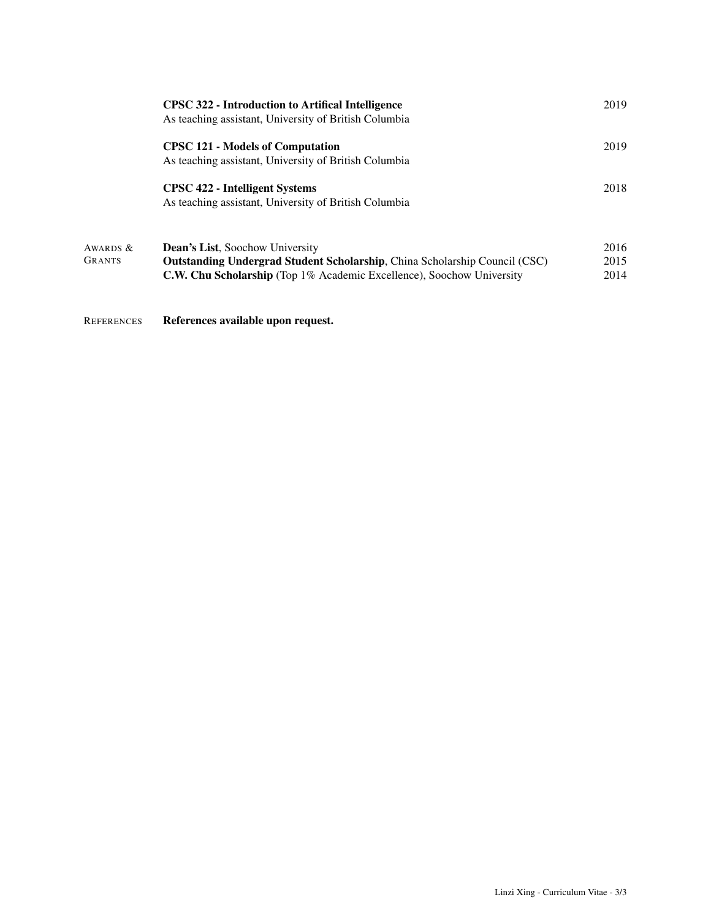**CPSC 322 - Introduction to Artifical Intelligence** 2019
As teaching assistant, University of British Columbia

**CPSC 121 - Models of Computation** 2019
As teaching assistant, University of British Columbia

**CPSC 422 - Intelligent Systems** 2018
As teaching assistant, University of British Columbia

## Awards & Grants

**Dean's List**, Soochow University 2016
**Outstanding Undergrad Student Scholarship**, China Scholarship Council (CSC) 2015
**C.W. Chu Scholarship** (Top 1% Academic Excellence), Soochow University 2014

## References

**References available upon request.**